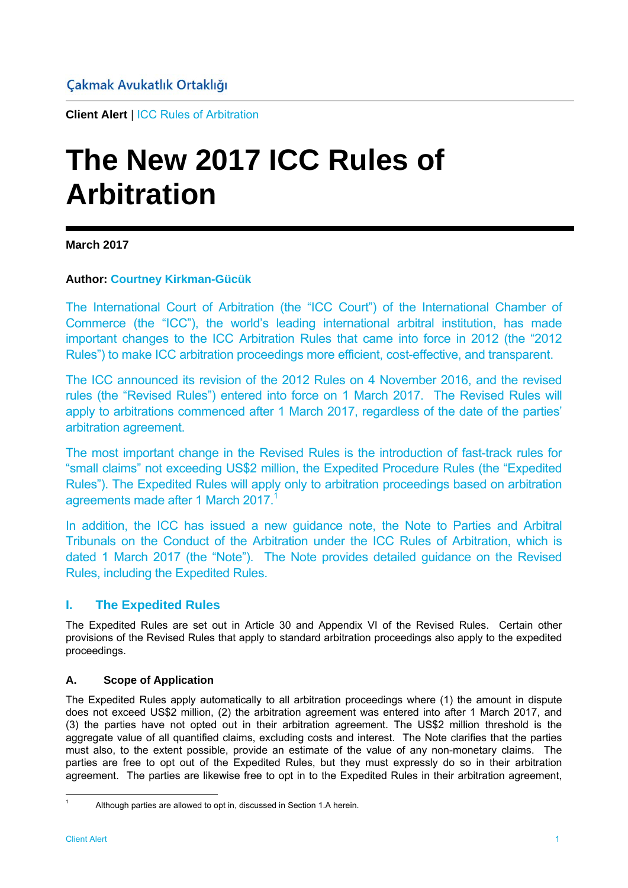Çakmak Avukatlık Ortaklığı

**Client Alert** | ICC Rules of Arbitration

# The New 2017 ICC Rules of Arbitration

**March 2017**

**Author: Courtney Kirkman-Gücük**

The International Court of Arbitration (the "ICC Court") of the International Chamber of Commerce (the "ICC"), the world's leading international arbitral institution, has made important changes to the ICC Arbitration Rules that came into force in 2012 (the "2012 Rules") to make ICC arbitration proceedings more efficient, cost-effective, and transparent.

The ICC announced its revision of the 2012 Rules on 4 November 2016, and the revised rules (the "Revised Rules") entered into force on 1 March 2017. The Revised Rules will apply to arbitrations commenced after 1 March 2017, regardless of the date of the parties' arbitration agreement.

The most important change in the Revised Rules is the introduction of fast-track rules for "small claims" not exceeding US$2 million, the Expedited Procedure Rules (the "Expedited Rules"). The Expedited Rules will apply only to arbitration proceedings based on arbitration agreements made after 1 March 2017.[1]

In addition, the ICC has issued a new guidance note, the Note to Parties and Arbitral Tribunals on the Conduct of the Arbitration under the ICC Rules of Arbitration, which is dated 1 March 2017 (the "Note"). The Note provides detailed guidance on the Revised Rules, including the Expedited Rules.

## I. The Expedited Rules

The Expedited Rules are set out in Article 30 and Appendix VI of the Revised Rules. Certain other provisions of the Revised Rules that apply to standard arbitration proceedings also apply to the expedited proceedings.

### A. Scope of Application

The Expedited Rules apply automatically to all arbitration proceedings where (1) the amount in dispute does not exceed US$2 million, (2) the arbitration agreement was entered into after 1 March 2017, and (3) the parties have not opted out in their arbitration agreement. The US$2 million threshold is the aggregate value of all quantified claims, excluding costs and interest. The Note clarifies that the parties must also, to the extent possible, provide an estimate of the value of any non-monetary claims. The parties are free to opt out of the Expedited Rules, but they must expressly do so in their arbitration agreement. The parties are likewise free to opt in to the Expedited Rules in their arbitration agreement,

[1] Although parties are allowed to opt in, discussed in Section 1.A herein.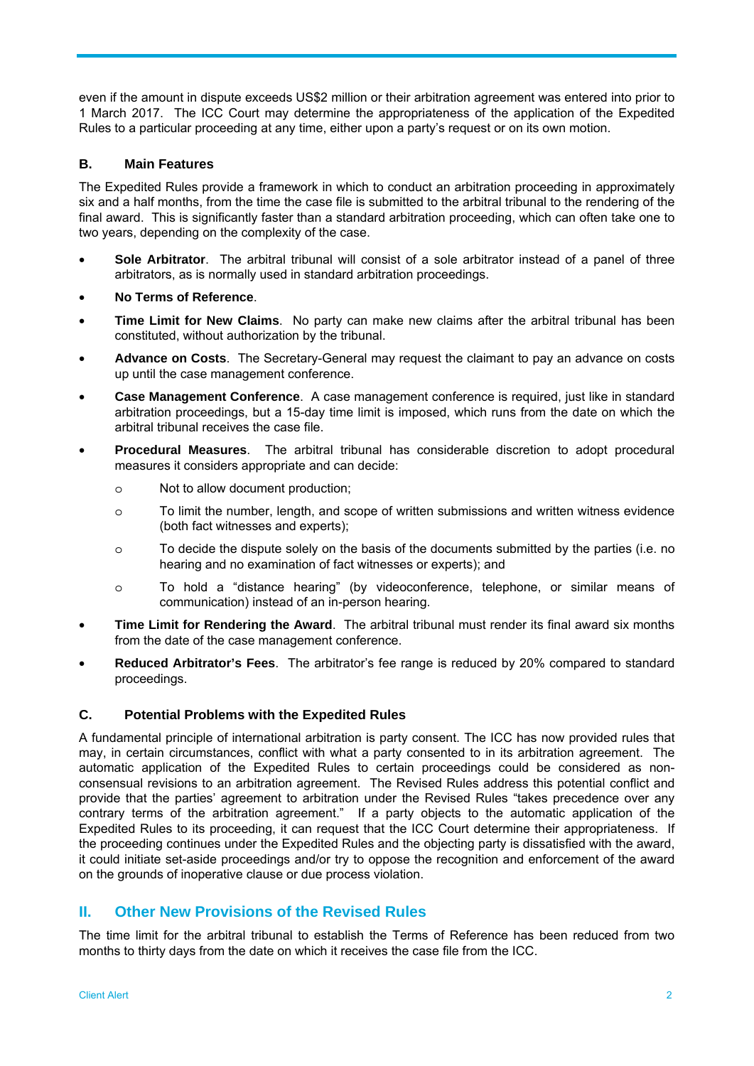even if the amount in dispute exceeds US$2 million or their arbitration agreement was entered into prior to 1 March 2017. The ICC Court may determine the appropriateness of the application of the Expedited Rules to a particular proceeding at any time, either upon a party's request or on its own motion.

### B. Main Features

The Expedited Rules provide a framework in which to conduct an arbitration proceeding in approximately six and a half months, from the time the case file is submitted to the arbitral tribunal to the rendering of the final award. This is significantly faster than a standard arbitration proceeding, which can often take one to two years, depending on the complexity of the case.

- **Sole Arbitrator**. The arbitral tribunal will consist of a sole arbitrator instead of a panel of three arbitrators, as is normally used in standard arbitration proceedings.
- **No Terms of Reference**.
- **Time Limit for New Claims**. No party can make new claims after the arbitral tribunal has been constituted, without authorization by the tribunal.
- **Advance on Costs**. The Secretary-General may request the claimant to pay an advance on costs up until the case management conference.
- **Case Management Conference**. A case management conference is required, just like in standard arbitration proceedings, but a 15-day time limit is imposed, which runs from the date on which the arbitral tribunal receives the case file.
- **Procedural Measures**. The arbitral tribunal has considerable discretion to adopt procedural measures it considers appropriate and can decide:
  - Not to allow document production;
  - To limit the number, length, and scope of written submissions and written witness evidence (both fact witnesses and experts);
  - To decide the dispute solely on the basis of the documents submitted by the parties (i.e. no hearing and no examination of fact witnesses or experts); and
  - To hold a "distance hearing" (by videoconference, telephone, or similar means of communication) instead of an in-person hearing.
- **Time Limit for Rendering the Award**. The arbitral tribunal must render its final award six months from the date of the case management conference.
- **Reduced Arbitrator's Fees**. The arbitrator's fee range is reduced by 20% compared to standard proceedings.

### C. Potential Problems with the Expedited Rules

A fundamental principle of international arbitration is party consent. The ICC has now provided rules that may, in certain circumstances, conflict with what a party consented to in its arbitration agreement. The automatic application of the Expedited Rules to certain proceedings could be considered as non-consensual revisions to an arbitration agreement. The Revised Rules address this potential conflict and provide that the parties' agreement to arbitration under the Revised Rules "takes precedence over any contrary terms of the arbitration agreement." If a party objects to the automatic application of the Expedited Rules to its proceeding, it can request that the ICC Court determine their appropriateness. If the proceeding continues under the Expedited Rules and the objecting party is dissatisfied with the award, it could initiate set-aside proceedings and/or try to oppose the recognition and enforcement of the award on the grounds of inoperative clause or due process violation.

## II. Other New Provisions of the Revised Rules

The time limit for the arbitral tribunal to establish the Terms of Reference has been reduced from two months to thirty days from the date on which it receives the case file from the ICC.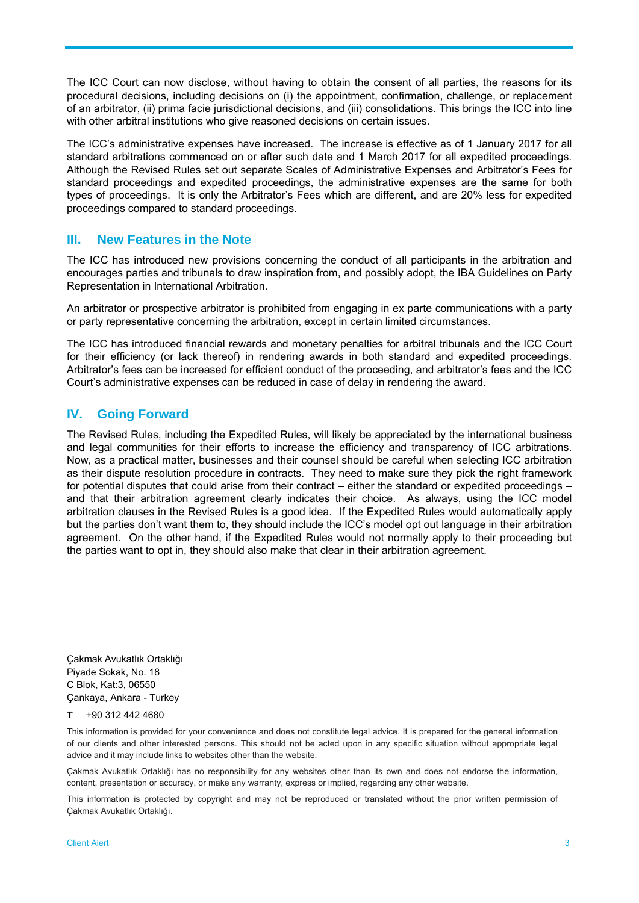The ICC Court can now disclose, without having to obtain the consent of all parties, the reasons for its procedural decisions, including decisions on (i) the appointment, confirmation, challenge, or replacement of an arbitrator, (ii) prima facie jurisdictional decisions, and (iii) consolidations. This brings the ICC into line with other arbitral institutions who give reasoned decisions on certain issues.

The ICC's administrative expenses have increased. The increase is effective as of 1 January 2017 for all standard arbitrations commenced on or after such date and 1 March 2017 for all expedited proceedings. Although the Revised Rules set out separate Scales of Administrative Expenses and Arbitrator's Fees for standard proceedings and expedited proceedings, the administrative expenses are the same for both types of proceedings. It is only the Arbitrator's Fees which are different, and are 20% less for expedited proceedings compared to standard proceedings.

## III. New Features in the Note

The ICC has introduced new provisions concerning the conduct of all participants in the arbitration and encourages parties and tribunals to draw inspiration from, and possibly adopt, the IBA Guidelines on Party Representation in International Arbitration.

An arbitrator or prospective arbitrator is prohibited from engaging in ex parte communications with a party or party representative concerning the arbitration, except in certain limited circumstances.

The ICC has introduced financial rewards and monetary penalties for arbitral tribunals and the ICC Court for their efficiency (or lack thereof) in rendering awards in both standard and expedited proceedings. Arbitrator's fees can be increased for efficient conduct of the proceeding, and arbitrator's fees and the ICC Court's administrative expenses can be reduced in case of delay in rendering the award.

## IV. Going Forward

The Revised Rules, including the Expedited Rules, will likely be appreciated by the international business and legal communities for their efforts to increase the efficiency and transparency of ICC arbitrations. Now, as a practical matter, businesses and their counsel should be careful when selecting ICC arbitration as their dispute resolution procedure in contracts. They need to make sure they pick the right framework for potential disputes that could arise from their contract – either the standard or expedited proceedings – and that their arbitration agreement clearly indicates their choice. As always, using the ICC model arbitration clauses in the Revised Rules is a good idea. If the Expedited Rules would automatically apply but the parties don't want them to, they should include the ICC's model opt out language in their arbitration agreement. On the other hand, if the Expedited Rules would not normally apply to their proceeding but the parties want to opt in, they should also make that clear in their arbitration agreement.

Çakmak Avukatlık Ortaklığı
Piyade Sokak, No. 18
C Blok, Kat:3, 06550
Çankaya, Ankara - Turkey

**T** +90 312 442 4680

This information is provided for your convenience and does not constitute legal advice. It is prepared for the general information of our clients and other interested persons. This should not be acted upon in any specific situation without appropriate legal advice and it may include links to websites other than the website.

Çakmak Avukatlık Ortaklığı has no responsibility for any websites other than its own and does not endorse the information, content, presentation or accuracy, or make any warranty, express or implied, regarding any other website.

This information is protected by copyright and may not be reproduced or translated without the prior written permission of Çakmak Avukatlık Ortaklığı.